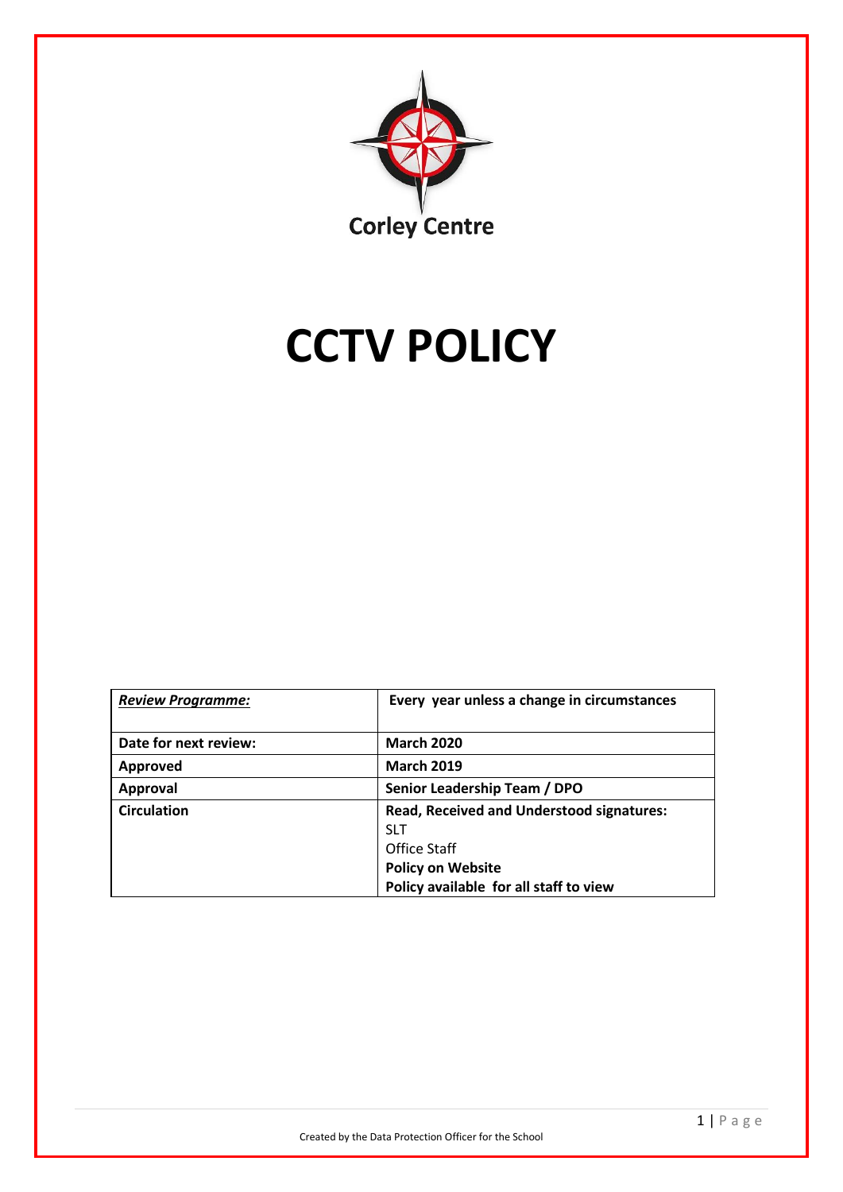Corley Centre

# CCTV POLICY

| *Review Programme:* | **Every year unless a change in circumstances** |
|---|---|
| **Date for next review:** | **March 2020** |
| **Approved** | **March 2019** |
| **Approval** | **Senior Leadership Team / DPO** |
| **Circulation** | **Read, Received and Understood signatures:**<br>SLT<br>Office Staff<br>**Policy on Website**<br>**Policy available for all staff to view** |

Created by the Data Protection Officer for the School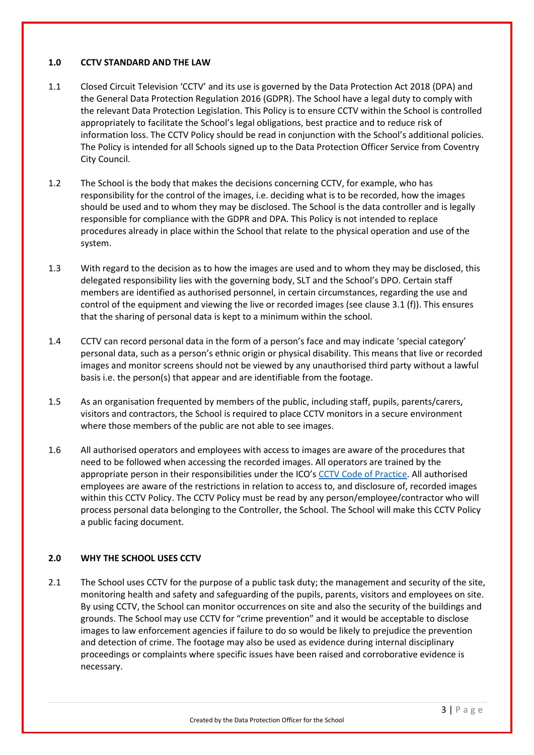## 1.0 CCTV STANDARD AND THE LAW

1.1 Closed Circuit Television 'CCTV' and its use is governed by the Data Protection Act 2018 (DPA) and the General Data Protection Regulation 2016 (GDPR). The School have a legal duty to comply with the relevant Data Protection Legislation. This Policy is to ensure CCTV within the School is controlled appropriately to facilitate the School's legal obligations, best practice and to reduce risk of information loss. The CCTV Policy should be read in conjunction with the School's additional policies. The Policy is intended for all Schools signed up to the Data Protection Officer Service from Coventry City Council.

1.2 The School is the body that makes the decisions concerning CCTV, for example, who has responsibility for the control of the images, i.e. deciding what is to be recorded, how the images should be used and to whom they may be disclosed. The School is the data controller and is legally responsible for compliance with the GDPR and DPA. This Policy is not intended to replace procedures already in place within the School that relate to the physical operation and use of the system.

1.3 With regard to the decision as to how the images are used and to whom they may be disclosed, this delegated responsibility lies with the governing body, SLT and the School's DPO. Certain staff members are identified as authorised personnel, in certain circumstances, regarding the use and control of the equipment and viewing the live or recorded images (see clause 3.1 (f)). This ensures that the sharing of personal data is kept to a minimum within the school.

1.4 CCTV can record personal data in the form of a person's face and may indicate 'special category' personal data, such as a person's ethnic origin or physical disability. This means that live or recorded images and monitor screens should not be viewed by any unauthorised third party without a lawful basis i.e. the person(s) that appear and are identifiable from the footage.

1.5 As an organisation frequented by members of the public, including staff, pupils, parents/carers, visitors and contractors, the School is required to place CCTV monitors in a secure environment where those members of the public are not able to see images.

1.6 All authorised operators and employees with access to images are aware of the procedures that need to be followed when accessing the recorded images. All operators are trained by the appropriate person in their responsibilities under the ICO's [CCTV Code of Practice](). All authorised employees are aware of the restrictions in relation to access to, and disclosure of, recorded images within this CCTV Policy. The CCTV Policy must be read by any person/employee/contractor who will process personal data belonging to the Controller, the School. The School will make this CCTV Policy a public facing document.

## 2.0 WHY THE SCHOOL USES CCTV

2.1 The School uses CCTV for the purpose of a public task duty; the management and security of the site, monitoring health and safety and safeguarding of the pupils, parents, visitors and employees on site. By using CCTV, the School can monitor occurrences on site and also the security of the buildings and grounds. The School may use CCTV for "crime prevention" and it would be acceptable to disclose images to law enforcement agencies if failure to do so would be likely to prejudice the prevention and detection of crime. The footage may also be used as evidence during internal disciplinary proceedings or complaints where specific issues have been raised and corroborative evidence is necessary.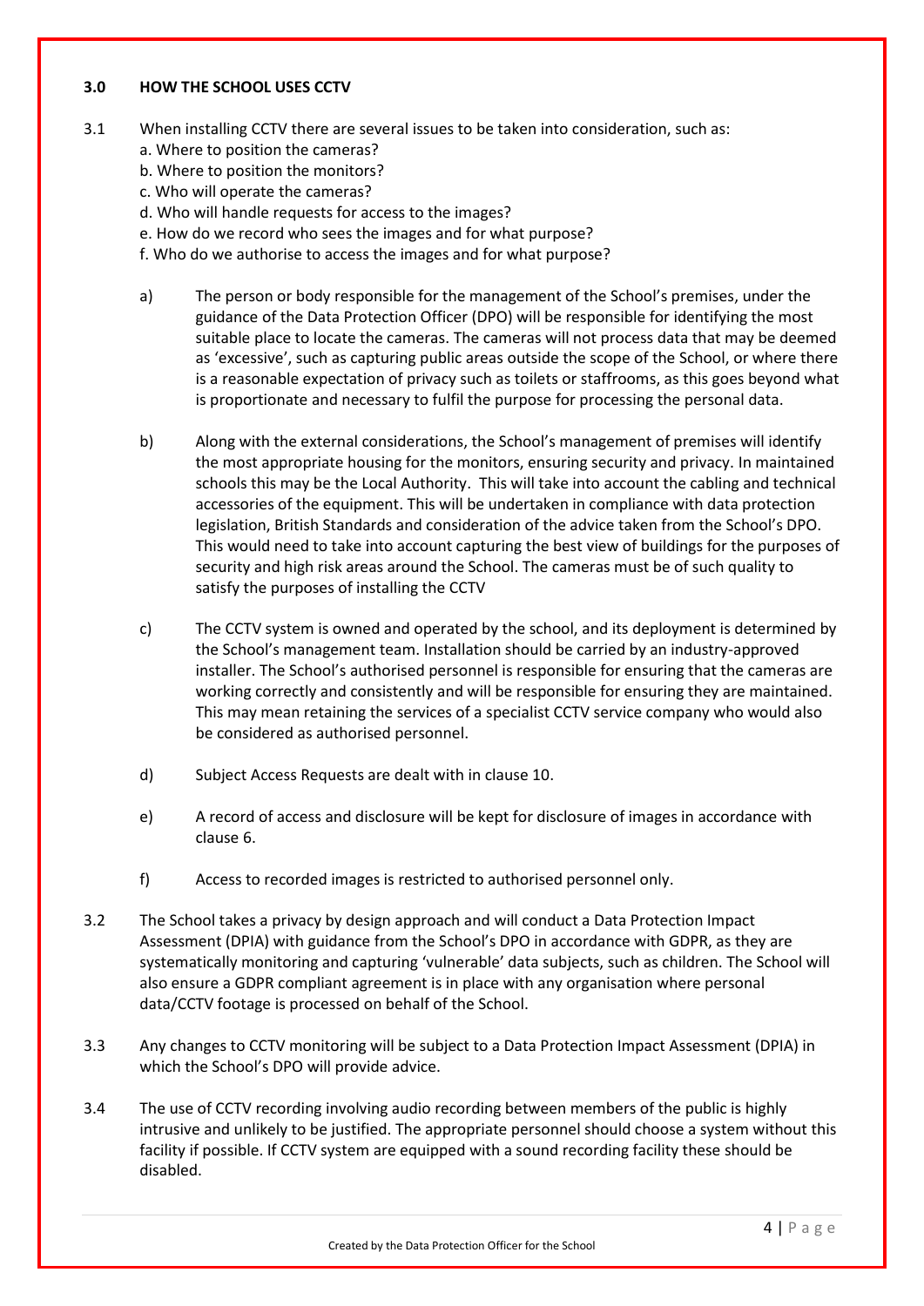### 3.0 HOW THE SCHOOL USES CCTV

3.1 When installing CCTV there are several issues to be taken into consideration, such as:

a. Where to position the cameras?
b. Where to position the monitors?
c. Who will operate the cameras?
d. Who will handle requests for access to the images?
e. How do we record who sees the images and for what purpose?
f. Who do we authorise to access the images and for what purpose?

a) The person or body responsible for the management of the School's premises, under the guidance of the Data Protection Officer (DPO) will be responsible for identifying the most suitable place to locate the cameras. The cameras will not process data that may be deemed as 'excessive', such as capturing public areas outside the scope of the School, or where there is a reasonable expectation of privacy such as toilets or staffrooms, as this goes beyond what is proportionate and necessary to fulfil the purpose for processing the personal data.

b) Along with the external considerations, the School's management of premises will identify the most appropriate housing for the monitors, ensuring security and privacy. In maintained schools this may be the Local Authority. This will take into account the cabling and technical accessories of the equipment. This will be undertaken in compliance with data protection legislation, British Standards and consideration of the advice taken from the School's DPO. This would need to take into account capturing the best view of buildings for the purposes of security and high risk areas around the School. The cameras must be of such quality to satisfy the purposes of installing the CCTV

c) The CCTV system is owned and operated by the school, and its deployment is determined by the School's management team. Installation should be carried by an industry-approved installer. The School's authorised personnel is responsible for ensuring that the cameras are working correctly and consistently and will be responsible for ensuring they are maintained. This may mean retaining the services of a specialist CCTV service company who would also be considered as authorised personnel.

d) Subject Access Requests are dealt with in clause 10.

e) A record of access and disclosure will be kept for disclosure of images in accordance with clause 6.

f) Access to recorded images is restricted to authorised personnel only.

3.2 The School takes a privacy by design approach and will conduct a Data Protection Impact Assessment (DPIA) with guidance from the School's DPO in accordance with GDPR, as they are systematically monitoring and capturing 'vulnerable' data subjects, such as children. The School will also ensure a GDPR compliant agreement is in place with any organisation where personal data/CCTV footage is processed on behalf of the School.

3.3 Any changes to CCTV monitoring will be subject to a Data Protection Impact Assessment (DPIA) in which the School's DPO will provide advice.

3.4 The use of CCTV recording involving audio recording between members of the public is highly intrusive and unlikely to be justified. The appropriate personnel should choose a system without this facility if possible. If CCTV system are equipped with a sound recording facility these should be disabled.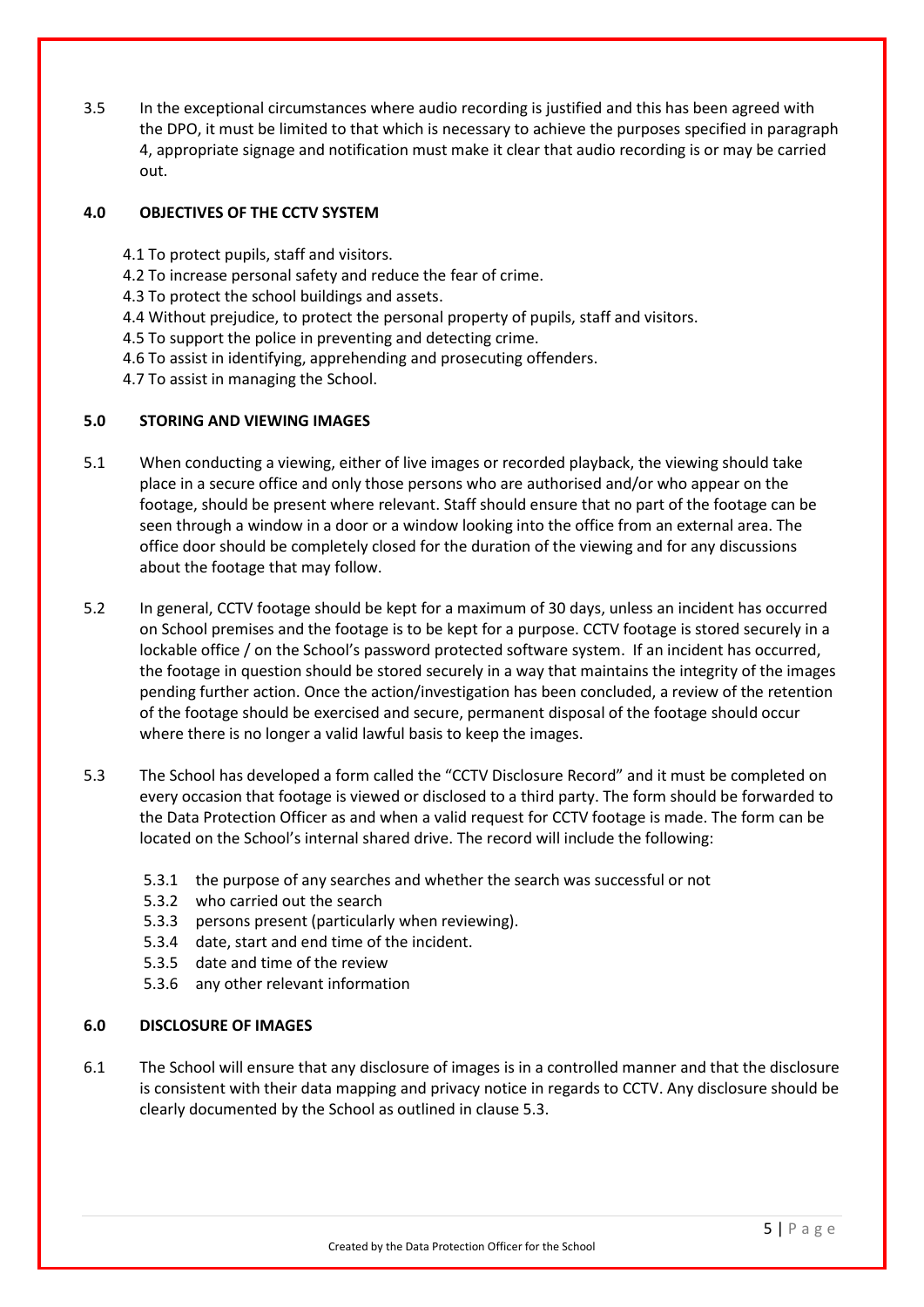3.5 In the exceptional circumstances where audio recording is justified and this has been agreed with the DPO, it must be limited to that which is necessary to achieve the purposes specified in paragraph 4, appropriate signage and notification must make it clear that audio recording is or may be carried out.

## 4.0 OBJECTIVES OF THE CCTV SYSTEM

4.1 To protect pupils, staff and visitors.
4.2 To increase personal safety and reduce the fear of crime.
4.3 To protect the school buildings and assets.
4.4 Without prejudice, to protect the personal property of pupils, staff and visitors.
4.5 To support the police in preventing and detecting crime.
4.6 To assist in identifying, apprehending and prosecuting offenders.
4.7 To assist in managing the School.

## 5.0 STORING AND VIEWING IMAGES

5.1 When conducting a viewing, either of live images or recorded playback, the viewing should take place in a secure office and only those persons who are authorised and/or who appear on the footage, should be present where relevant. Staff should ensure that no part of the footage can be seen through a window in a door or a window looking into the office from an external area. The office door should be completely closed for the duration of the viewing and for any discussions about the footage that may follow.

5.2 In general, CCTV footage should be kept for a maximum of 30 days, unless an incident has occurred on School premises and the footage is to be kept for a purpose. CCTV footage is stored securely in a lockable office / on the School's password protected software system. If an incident has occurred, the footage in question should be stored securely in a way that maintains the integrity of the images pending further action. Once the action/investigation has been concluded, a review of the retention of the footage should be exercised and secure, permanent disposal of the footage should occur where there is no longer a valid lawful basis to keep the images.

5.3 The School has developed a form called the "CCTV Disclosure Record" and it must be completed on every occasion that footage is viewed or disclosed to a third party. The form should be forwarded to the Data Protection Officer as and when a valid request for CCTV footage is made. The form can be located on the School's internal shared drive. The record will include the following:

5.3.1 the purpose of any searches and whether the search was successful or not
5.3.2 who carried out the search
5.3.3 persons present (particularly when reviewing).
5.3.4 date, start and end time of the incident.
5.3.5 date and time of the review
5.3.6 any other relevant information

## 6.0 DISCLOSURE OF IMAGES

6.1 The School will ensure that any disclosure of images is in a controlled manner and that the disclosure is consistent with their data mapping and privacy notice in regards to CCTV. Any disclosure should be clearly documented by the School as outlined in clause 5.3.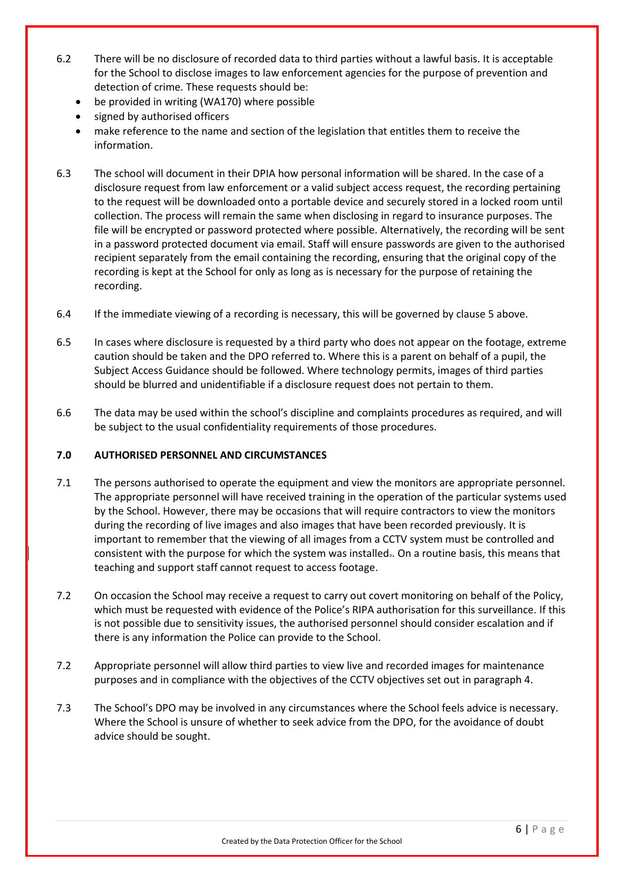6.2 There will be no disclosure of recorded data to third parties without a lawful basis. It is acceptable for the School to disclose images to law enforcement agencies for the purpose of prevention and detection of crime. These requests should be:

- be provided in writing (WA170) where possible
- signed by authorised officers
- make reference to the name and section of the legislation that entitles them to receive the information.

6.3 The school will document in their DPIA how personal information will be shared. In the case of a disclosure request from law enforcement or a valid subject access request, the recording pertaining to the request will be downloaded onto a portable device and securely stored in a locked room until collection. The process will remain the same when disclosing in regard to insurance purposes. The file will be encrypted or password protected where possible. Alternatively, the recording will be sent in a password protected document via email. Staff will ensure passwords are given to the authorised recipient separately from the email containing the recording, ensuring that the original copy of the recording is kept at the School for only as long as is necessary for the purpose of retaining the recording.

6.4 If the immediate viewing of a recording is necessary, this will be governed by clause 5 above.

6.5 In cases where disclosure is requested by a third party who does not appear on the footage, extreme caution should be taken and the DPO referred to. Where this is a parent on behalf of a pupil, the Subject Access Guidance should be followed. Where technology permits, images of third parties should be blurred and unidentifiable if a disclosure request does not pertain to them.

6.6 The data may be used within the school's discipline and complaints procedures as required, and will be subject to the usual confidentiality requirements of those procedures.

## 7.0 AUTHORISED PERSONNEL AND CIRCUMSTANCES

7.1 The persons authorised to operate the equipment and view the monitors are appropriate personnel. The appropriate personnel will have received training in the operation of the particular systems used by the School. However, there may be occasions that will require contractors to view the monitors during the recording of live images and also images that have been recorded previously. It is important to remember that the viewing of all images from a CCTV system must be controlled and consistent with the purpose for which the system was installed. On a routine basis, this means that teaching and support staff cannot request to access footage.

7.2 On occasion the School may receive a request to carry out covert monitoring on behalf of the Policy, which must be requested with evidence of the Police's RIPA authorisation for this surveillance. If this is not possible due to sensitivity issues, the authorised personnel should consider escalation and if there is any information the Police can provide to the School.

7.2 Appropriate personnel will allow third parties to view live and recorded images for maintenance purposes and in compliance with the objectives of the CCTV objectives set out in paragraph 4.

7.3 The School's DPO may be involved in any circumstances where the School feels advice is necessary. Where the School is unsure of whether to seek advice from the DPO, for the avoidance of doubt advice should be sought.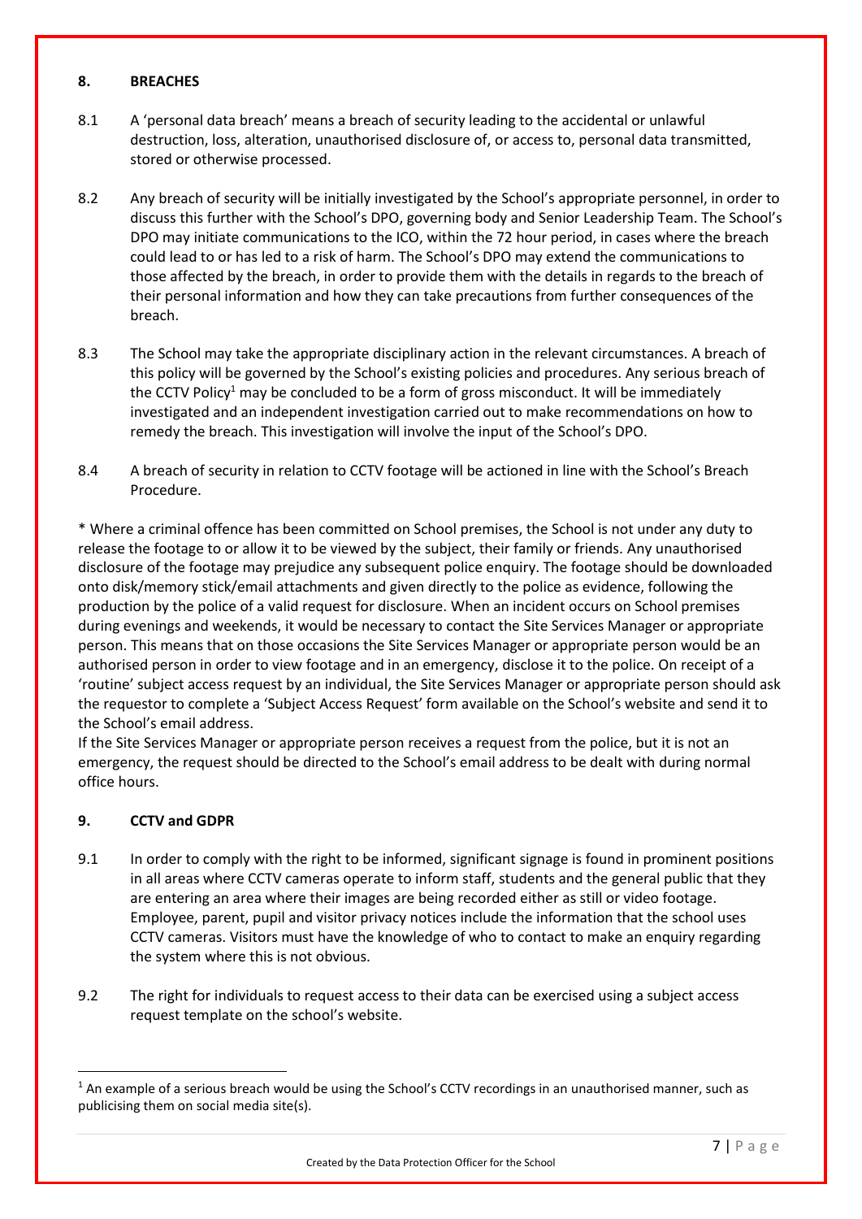## 8. BREACHES

8.1 A 'personal data breach' means a breach of security leading to the accidental or unlawful destruction, loss, alteration, unauthorised disclosure of, or access to, personal data transmitted, stored or otherwise processed.

8.2 Any breach of security will be initially investigated by the School's appropriate personnel, in order to discuss this further with the School's DPO, governing body and Senior Leadership Team. The School's DPO may initiate communications to the ICO, within the 72 hour period, in cases where the breach could lead to or has led to a risk of harm. The School's DPO may extend the communications to those affected by the breach, in order to provide them with the details in regards to the breach of their personal information and how they can take precautions from further consequences of the breach.

8.3 The School may take the appropriate disciplinary action in the relevant circumstances. A breach of this policy will be governed by the School's existing policies and procedures. Any serious breach of the CCTV Policy[1] may be concluded to be a form of gross misconduct. It will be immediately investigated and an independent investigation carried out to make recommendations on how to remedy the breach. This investigation will involve the input of the School's DPO.

8.4 A breach of security in relation to CCTV footage will be actioned in line with the School's Breach Procedure.

* Where a criminal offence has been committed on School premises, the School is not under any duty to release the footage to or allow it to be viewed by the subject, their family or friends. Any unauthorised disclosure of the footage may prejudice any subsequent police enquiry. The footage should be downloaded onto disk/memory stick/email attachments and given directly to the police as evidence, following the production by the police of a valid request for disclosure. When an incident occurs on School premises during evenings and weekends, it would be necessary to contact the Site Services Manager or appropriate person. This means that on those occasions the Site Services Manager or appropriate person would be an authorised person in order to view footage and in an emergency, disclose it to the police. On receipt of a 'routine' subject access request by an individual, the Site Services Manager or appropriate person should ask the requestor to complete a 'Subject Access Request' form available on the School's website and send it to the School's email address.

If the Site Services Manager or appropriate person receives a request from the police, but it is not an emergency, the request should be directed to the School's email address to be dealt with during normal office hours.

## 9. CCTV and GDPR

9.1 In order to comply with the right to be informed, significant signage is found in prominent positions in all areas where CCTV cameras operate to inform staff, students and the general public that they are entering an area where their images are being recorded either as still or video footage. Employee, parent, pupil and visitor privacy notices include the information that the school uses CCTV cameras. Visitors must have the knowledge of who to contact to make an enquiry regarding the system where this is not obvious.

9.2 The right for individuals to request access to their data can be exercised using a subject access request template on the school's website.

---

[1] An example of a serious breach would be using the School's CCTV recordings in an unauthorised manner, such as publicising them on social media site(s).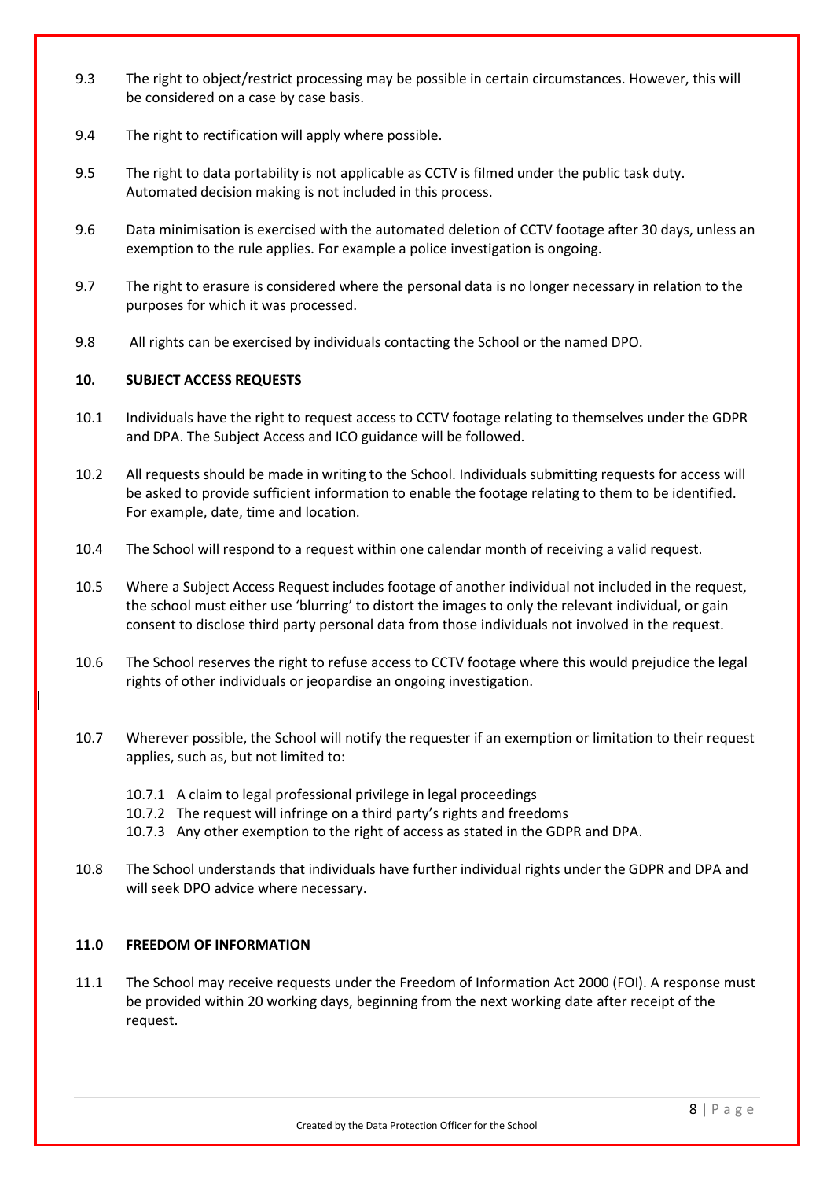9.3 The right to object/restrict processing may be possible in certain circumstances. However, this will be considered on a case by case basis.

9.4 The right to rectification will apply where possible.

9.5 The right to data portability is not applicable as CCTV is filmed under the public task duty. Automated decision making is not included in this process.

9.6 Data minimisation is exercised with the automated deletion of CCTV footage after 30 days, unless an exemption to the rule applies. For example a police investigation is ongoing.

9.7 The right to erasure is considered where the personal data is no longer necessary in relation to the purposes for which it was processed.

9.8 All rights can be exercised by individuals contacting the School or the named DPO.

## 10. SUBJECT ACCESS REQUESTS

10.1 Individuals have the right to request access to CCTV footage relating to themselves under the GDPR and DPA. The Subject Access and ICO guidance will be followed.

10.2 All requests should be made in writing to the School. Individuals submitting requests for access will be asked to provide sufficient information to enable the footage relating to them to be identified. For example, date, time and location.

10.4 The School will respond to a request within one calendar month of receiving a valid request.

10.5 Where a Subject Access Request includes footage of another individual not included in the request, the school must either use 'blurring' to distort the images to only the relevant individual, or gain consent to disclose third party personal data from those individuals not involved in the request.

10.6 The School reserves the right to refuse access to CCTV footage where this would prejudice the legal rights of other individuals or jeopardise an ongoing investigation.

10.7 Wherever possible, the School will notify the requester if an exemption or limitation to their request applies, such as, but not limited to:

- 10.7.1 A claim to legal professional privilege in legal proceedings
- 10.7.2 The request will infringe on a third party's rights and freedoms
- 10.7.3 Any other exemption to the right of access as stated in the GDPR and DPA.

10.8 The School understands that individuals have further individual rights under the GDPR and DPA and will seek DPO advice where necessary.

## 11.0 FREEDOM OF INFORMATION

11.1 The School may receive requests under the Freedom of Information Act 2000 (FOI). A response must be provided within 20 working days, beginning from the next working date after receipt of the request.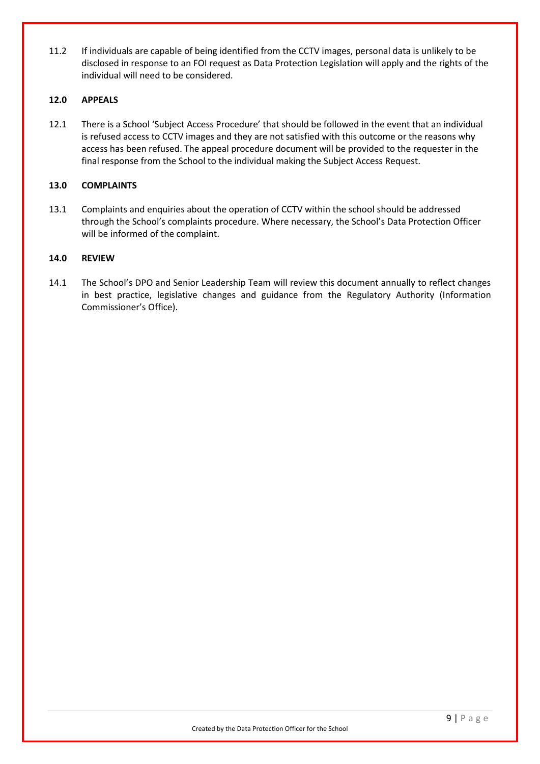11.2 If individuals are capable of being identified from the CCTV images, personal data is unlikely to be disclosed in response to an FOI request as Data Protection Legislation will apply and the rights of the individual will need to be considered.

## 12.0 APPEALS

12.1 There is a School 'Subject Access Procedure' that should be followed in the event that an individual is refused access to CCTV images and they are not satisfied with this outcome or the reasons why access has been refused. The appeal procedure document will be provided to the requester in the final response from the School to the individual making the Subject Access Request.

## 13.0 COMPLAINTS

13.1 Complaints and enquiries about the operation of CCTV within the school should be addressed through the School's complaints procedure. Where necessary, the School's Data Protection Officer will be informed of the complaint.

## 14.0 REVIEW

14.1 The School's DPO and Senior Leadership Team will review this document annually to reflect changes in best practice, legislative changes and guidance from the Regulatory Authority (Information Commissioner's Office).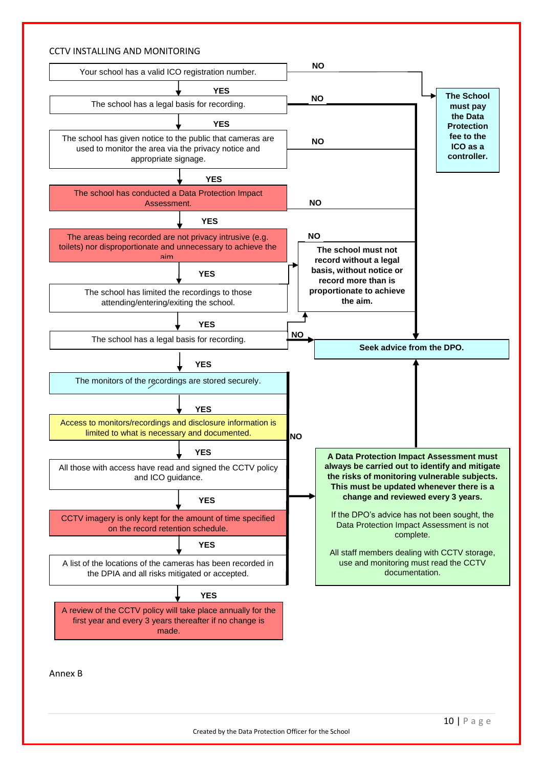CCTV INSTALLING AND MONITORING

Your school has a valid ICO registration number.

YES

The school has a legal basis for recording.

YES

The school has given notice to the public that cameras are used to monitor the area via the privacy notice and appropriate signage.

YES

The school has conducted a Data Protection Impact Assessment.

YES

The areas being recorded are not privacy intrusive (e.g. toilets) nor disproportionate and unnecessary to achieve the aim

YES

The school has limited the recordings to those attending/entering/exiting the school.

YES

The school has a legal basis for recording.

YES

The monitors of the recordings are stored securely.

YES

Access to monitors/recordings and disclosure information is limited to what is necessary and documented.

YES

All those with access have read and signed the CCTV policy and ICO guidance.

YES

CCTV imagery is only kept for the amount of time specified on the record retention schedule.

YES

A list of the locations of the cameras has been recorded in the DPIA and all risks mitigated or accepted.

YES

A review of the CCTV policy will take place annually for the first year and every 3 years thereafter if no change is made.

NO

**The School must pay the Data Protection fee to the ICO as a controller.**

NO

**The school must not record without a legal basis, without notice or record more than is proportionate to achieve the aim.**

NO

**Seek advice from the DPO.**

NO

**A Data Protection Impact Assessment must always be carried out to identify and mitigate the risks of monitoring vulnerable subjects. This must be updated whenever there is a change and reviewed every 3 years.**

If the DPO's advice has not been sought, the Data Protection Impact Assessment is not complete.

All staff members dealing with CCTV storage, use and monitoring must read the CCTV documentation.

Annex B

Created by the Data Protection Officer for the School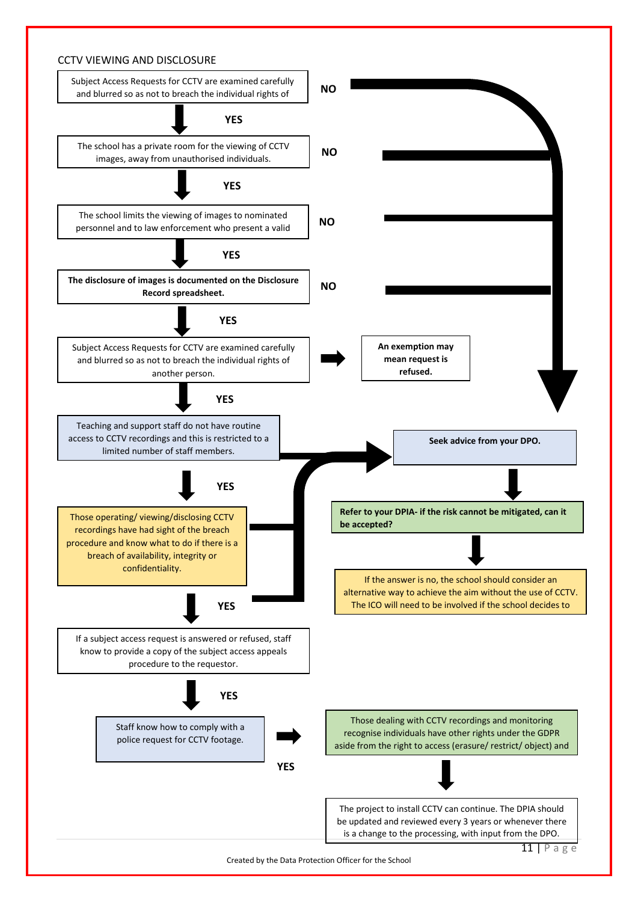CCTV VIEWING AND DISCLOSURE

Subject Access Requests for CCTV are examined carefully and blurred so as not to breach the individual rights of

NO

YES

The school has a private room for the viewing of CCTV images, away from unauthorised individuals.

NO

YES

The school limits the viewing of images to nominated personnel and to law enforcement who present a valid

NO

YES

**The disclosure of images is documented on the Disclosure Record spreadsheet.**

NO

YES

Subject Access Requests for CCTV are examined carefully and blurred so as not to breach the individual rights of another person.

**An exemption may mean request is refused.**

YES

Teaching and support staff do not have routine access to CCTV recordings and this is restricted to a limited number of staff members.

**Seek advice from your DPO.**

YES

**Refer to your DPIA- if the risk cannot be mitigated, can it be accepted?**

Those operating/ viewing/disclosing CCTV recordings have had sight of the breach procedure and know what to do if there is a breach of availability, integrity or confidentiality.

If the answer is no, the school should consider an alternative way to achieve the aim without the use of CCTV. The ICO will need to be involved if the school decides to

YES

If a subject access request is answered or refused, staff know to provide a copy of the subject access appeals procedure to the requestor.

YES

Staff know how to comply with a police request for CCTV footage.

YES

Those dealing with CCTV recordings and monitoring recognise individuals have other rights under the GDPR aside from the right to access (erasure/ restrict/ object) and

The project to install CCTV can continue. The DPIA should be updated and reviewed every 3 years or whenever there is a change to the processing, with input from the DPO.

Created by the Data Protection Officer for the School